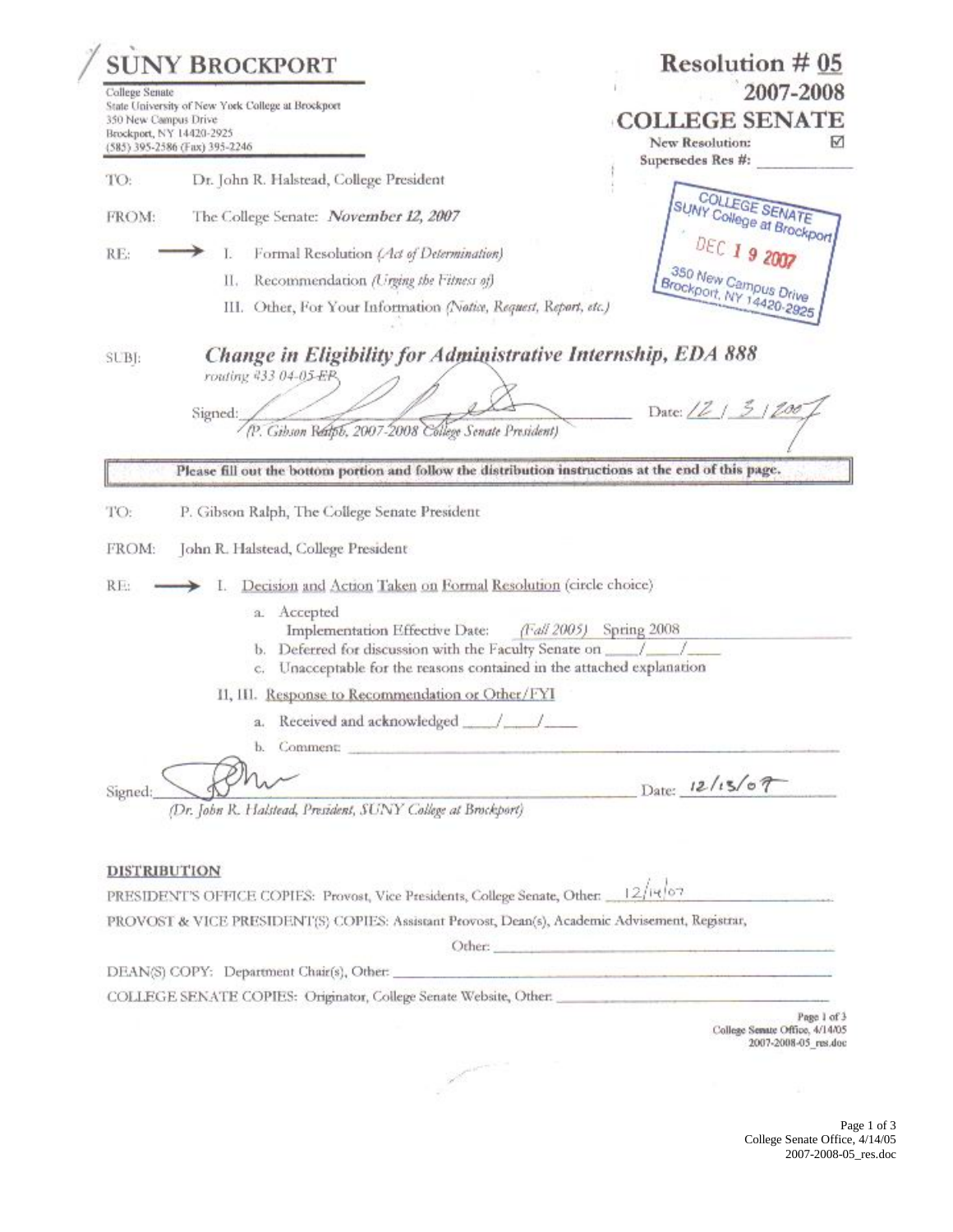# SUNY BROCKPORT

College Senate
State University of New York College at Brockport
350 New Campus Drive
Brockport, NY 14420-2925
(585) 395-2586 (Fax) 395-2246

**Resolution # 05**
**2007-2008**
**COLLEGE SENATE**
New Resolution: ☑
Supersedes Res #: ____________

COLLEGE SENATE
SUNY College at Brockport
DEC 19 2007
350 New Campus Drive
Brockport, NY 14420-2925

TO: Dr. John R. Halstead, College President

FROM: The College Senate: *November 12, 2007*

RE: → I. Formal Resolution *(Act of Determination)*
II. Recommendation *(Urging the Fitness of)*
III. Other, For Your Information *(Notice, Request, Report, etc.)*

SUBJ: ***Change in Eligibility for Administrative Internship, EDA 888***
*routing #33 04-05 EP*

Signed: ____________________ Date: 12 / 3 / 2007
*(P. Gibson Ralph, 2007-2008 College Senate President)*

**Please fill out the bottom portion and follow the distribution instructions at the end of this page.**

TO: P. Gibson Ralph, The College Senate President

FROM: John R. Halstead, College President

RE: → I. Decision and Action Taken on Formal Resolution (circle choice)

a. Accepted
Implementation Effective Date: *(Fall 2005)* Spring 2008
b. Deferred for discussion with the Faculty Senate on ____/____/____
c. Unacceptable for the reasons contained in the attached explanation

II, III. Response to Recommendation or Other/FYI

a. Received and acknowledged ____/____/____
b. Comment: ____________________

Signed: ____________________ Date: 12/13/07
*(Dr. John R. Halstead, President, SUNY College at Brockport)*

**DISTRIBUTION**

PRESIDENT'S OFFICE COPIES: Provost, Vice Presidents, College Senate, Other: 12/14/07

PROVOST & VICE PRESIDENT(S) COPIES: Assistant Provost, Dean(s), Academic Advisement, Registrar,
Other: ____________________

DEAN(S) COPY: Department Chair(s), Other: ____________________

COLLEGE SENATE COPIES: Originator, College Senate Website, Other: ____________________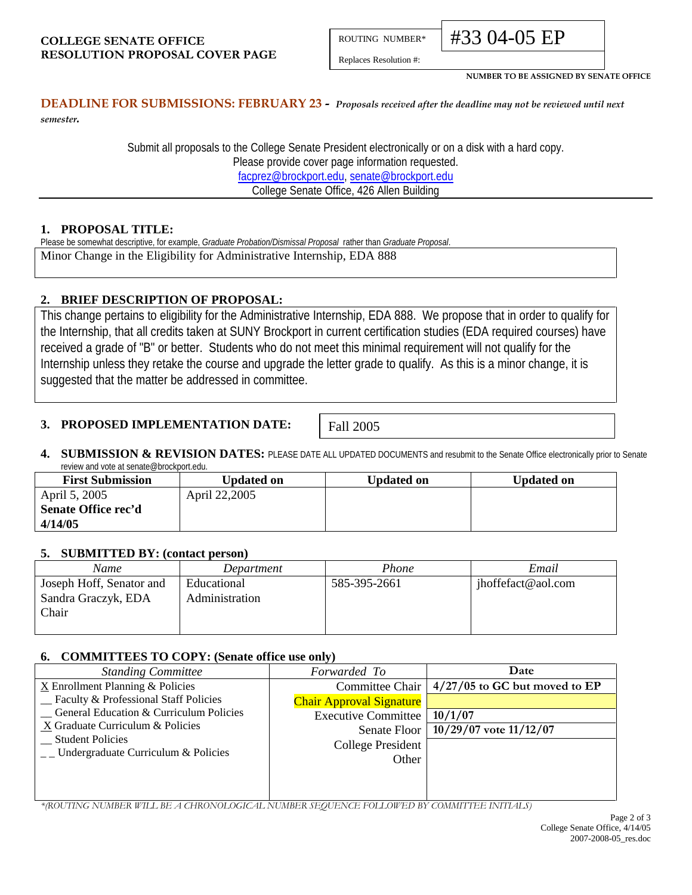**COLLEGE SENATE OFFICE**
**RESOLUTION PROPOSAL COVER PAGE**

| ROUTING NUMBER* | #33 04-05 EP |
|---|---|
| Replaces Resolution #: | |

**NUMBER TO BE ASSIGNED BY SENATE OFFICE**

**DEADLINE FOR SUBMISSIONS: FEBRUARY 23 -** ***Proposals received after the deadline may not be reviewed until next semester.***

Submit all proposals to the College Senate President electronically or on a disk with a hard copy.
Please provide cover page information requested.
facprez@brockport.edu, senate@brockport.edu
College Senate Office, 426 Allen Building

## 1. PROPOSAL TITLE:

Please be somewhat descriptive, for example, *Graduate Probation/Dismissal Proposal* rather than *Graduate Proposal*.

Minor Change in the Eligibility for Administrative Internship, EDA 888

## 2. BRIEF DESCRIPTION OF PROPOSAL:

This change pertains to eligibility for the Administrative Internship, EDA 888. We propose that in order to qualify for the Internship, that all credits taken at SUNY Brockport in current certification studies (EDA required courses) have received a grade of "B" or better. Students who do not meet this minimal requirement will not qualify for the Internship unless they retake the course and upgrade the letter grade to qualify. As this is a minor change, it is suggested that the matter be addressed in committee.

## 3. PROPOSED IMPLEMENTATION DATE:

Fall 2005

## 4. SUBMISSION & REVISION DATES:

PLEASE DATE ALL UPDATED DOCUMENTS and resubmit to the Senate Office electronically prior to Senate review and vote at senate@brockport.edu.

| First Submission | Updated on | Updated on | Updated on |
|---|---|---|---|
| April 5, 2005 **Senate Office rec'd 4/14/05** | April 22,2005 | | |

## 5. SUBMITTED BY: (contact person)

| *Name* | *Department* | *Phone* | *Email* |
|---|---|---|---|
| Joseph Hoff, Senator and Sandra Graczyk, EDA Chair | Educational Administration | 585-395-2661 | jhoffefact@aol.com |

## 6. COMMITTEES TO COPY: (Senate office use only)

| *Standing Committee* | *Forwarded To* | **Date** |
|---|---|---|
| X Enrollment Planning & Policies | Committee Chair | **4/27/05 to GC but moved to EP** |
| __ Faculty & Professional Staff Policies | Chair Approval Signature | |
| __ General Education & Curriculum Policies | Executive Committee | **10/1/07** |
| X Graduate Curriculum & Policies | Senate Floor | **10/29/07 vote 11/12/07** |
| __ Student Policies | College President | |
| _ _ Undergraduate Curriculum & Policies | Other | |

*\*(ROUTING NUMBER WILL BE A CHRONOLOGICAL NUMBER SEQUENCE FOLLOWED BY COMMITTEE INITIALS)*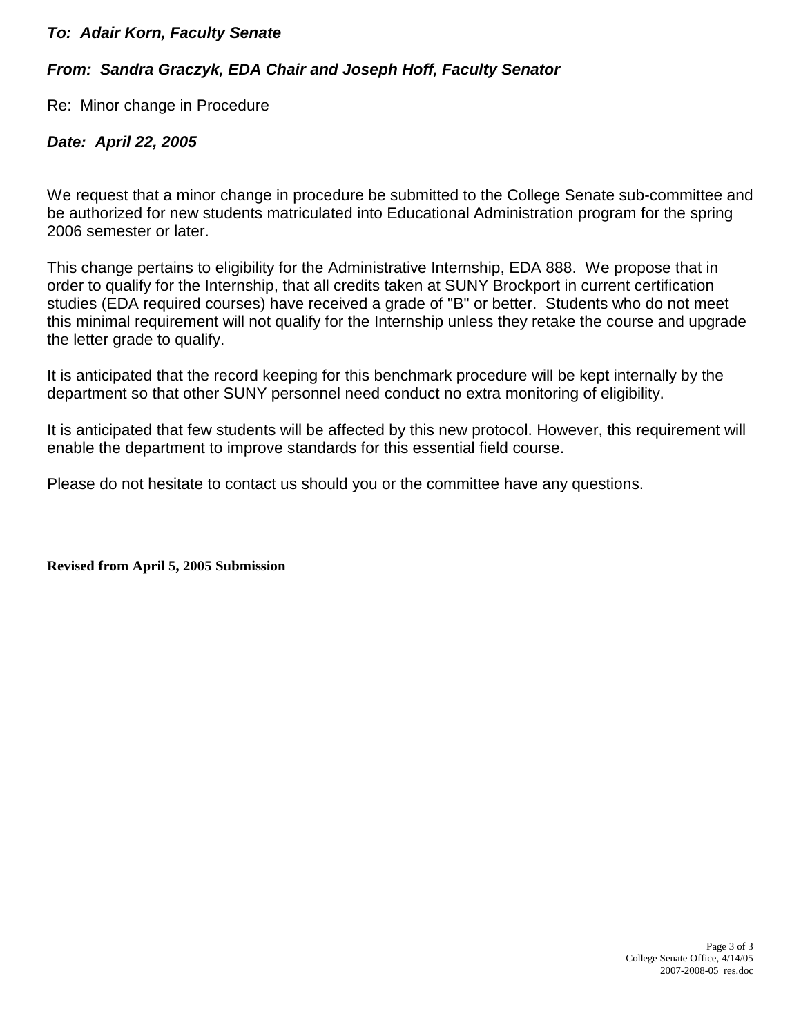***To: Adair Korn, Faculty Senate***

***From: Sandra Graczyk, EDA Chair and Joseph Hoff, Faculty Senator***

Re: Minor change in Procedure

***Date: April 22, 2005***

We request that a minor change in procedure be submitted to the College Senate sub-committee and be authorized for new students matriculated into Educational Administration program for the spring 2006 semester or later.

This change pertains to eligibility for the Administrative Internship, EDA 888. We propose that in order to qualify for the Internship, that all credits taken at SUNY Brockport in current certification studies (EDA required courses) have received a grade of "B" or better. Students who do not meet this minimal requirement will not qualify for the Internship unless they retake the course and upgrade the letter grade to qualify.

It is anticipated that the record keeping for this benchmark procedure will be kept internally by the department so that other SUNY personnel need conduct no extra monitoring of eligibility.

It is anticipated that few students will be affected by this new protocol. However, this requirement will enable the department to improve standards for this essential field course.

Please do not hesitate to contact us should you or the committee have any questions.

**Revised from April 5, 2005 Submission**